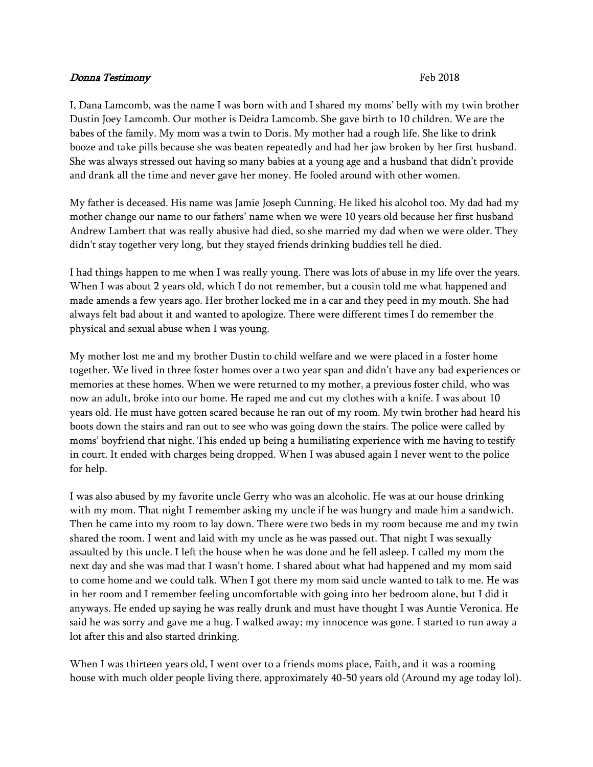*Donna Testimony* Feb 2018

I, Dana Lamcomb, was the name I was born with and I shared my moms' belly with my twin brother Dustin Joey Lamcomb. Our mother is Deidra Lamcomb. She gave birth to 10 children. We are the babes of the family. My mom was a twin to Doris. My mother had a rough life. She like to drink booze and take pills because she was beaten repeatedly and had her jaw broken by her first husband. She was always stressed out having so many babies at a young age and a husband that didn't provide and drank all the time and never gave her money. He fooled around with other women.

My father is deceased. His name was Jamie Joseph Cunning. He liked his alcohol too. My dad had my mother change our name to our fathers' name when we were 10 years old because her first husband Andrew Lambert that was really abusive had died, so she married my dad when we were older. They didn't stay together very long, but they stayed friends drinking buddies tell he died.

I had things happen to me when I was really young. There was lots of abuse in my life over the years. When I was about 2 years old, which I do not remember, but a cousin told me what happened and made amends a few years ago. Her brother locked me in a car and they peed in my mouth. She had always felt bad about it and wanted to apologize. There were different times I do remember the physical and sexual abuse when I was young.

My mother lost me and my brother Dustin to child welfare and we were placed in a foster home together. We lived in three foster homes over a two year span and didn't have any bad experiences or memories at these homes. When we were returned to my mother, a previous foster child, who was now an adult, broke into our home. He raped me and cut my clothes with a knife. I was about 10 years old. He must have gotten scared because he ran out of my room. My twin brother had heard his boots down the stairs and ran out to see who was going down the stairs. The police were called by moms' boyfriend that night. This ended up being a humiliating experience with me having to testify in court. It ended with charges being dropped. When I was abused again I never went to the police for help.

I was also abused by my favorite uncle Gerry who was an alcoholic. He was at our house drinking with my mom. That night I remember asking my uncle if he was hungry and made him a sandwich. Then he came into my room to lay down. There were two beds in my room because me and my twin shared the room. I went and laid with my uncle as he was passed out. That night I was sexually assaulted by this uncle. I left the house when he was done and he fell asleep. I called my mom the next day and she was mad that I wasn't home. I shared about what had happened and my mom said to come home and we could talk. When I got there my mom said uncle wanted to talk to me. He was in her room and I remember feeling uncomfortable with going into her bedroom alone, but I did it anyways. He ended up saying he was really drunk and must have thought I was Auntie Veronica. He said he was sorry and gave me a hug. I walked away; my innocence was gone. I started to run away a lot after this and also started drinking.

When I was thirteen years old, I went over to a friends moms place, Faith, and it was a rooming house with much older people living there, approximately 40-50 years old (Around my age today lol).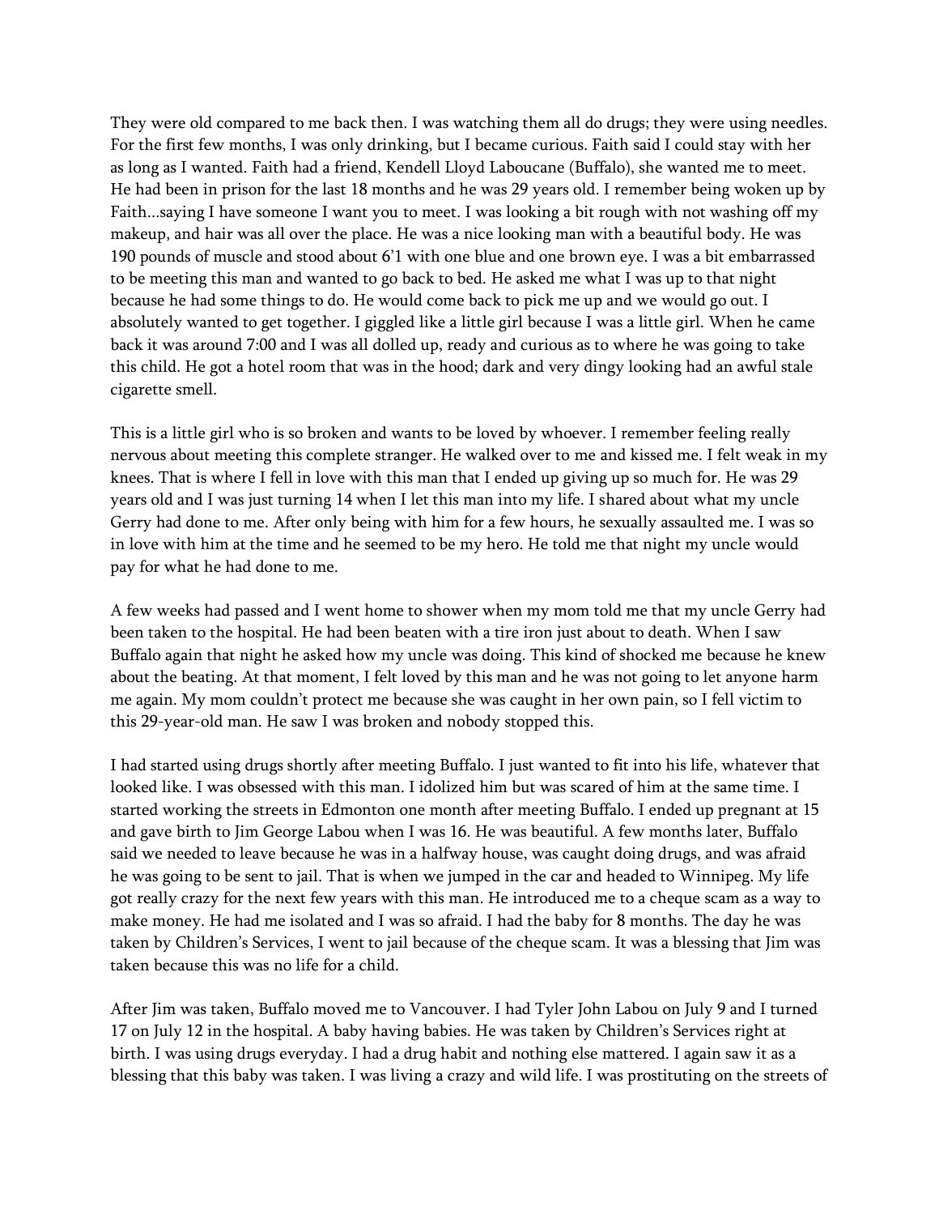They were old compared to me back then. I was watching them all do drugs; they were using needles. For the first few months, I was only drinking, but I became curious. Faith said I could stay with her as long as I wanted. Faith had a friend, Kendell Lloyd Laboucane (Buffalo), she wanted me to meet. He had been in prison for the last 18 months and he was 29 years old. I remember being woken up by Faith...saying I have someone I want you to meet. I was looking a bit rough with not washing off my makeup, and hair was all over the place. He was a nice looking man with a beautiful body. He was 190 pounds of muscle and stood about 6'1 with one blue and one brown eye. I was a bit embarrassed to be meeting this man and wanted to go back to bed. He asked me what I was up to that night because he had some things to do. He would come back to pick me up and we would go out. I absolutely wanted to get together. I giggled like a little girl because I was a little girl. When he came back it was around 7:00 and I was all dolled up, ready and curious as to where he was going to take this child. He got a hotel room that was in the hood; dark and very dingy looking had an awful stale cigarette smell.

This is a little girl who is so broken and wants to be loved by whoever. I remember feeling really nervous about meeting this complete stranger. He walked over to me and kissed me. I felt weak in my knees. That is where I fell in love with this man that I ended up giving up so much for. He was 29 years old and I was just turning 14 when I let this man into my life. I shared about what my uncle Gerry had done to me. After only being with him for a few hours, he sexually assaulted me. I was so in love with him at the time and he seemed to be my hero. He told me that night my uncle would pay for what he had done to me.

A few weeks had passed and I went home to shower when my mom told me that my uncle Gerry had been taken to the hospital. He had been beaten with a tire iron just about to death. When I saw Buffalo again that night he asked how my uncle was doing. This kind of shocked me because he knew about the beating. At that moment, I felt loved by this man and he was not going to let anyone harm me again. My mom couldn't protect me because she was caught in her own pain, so I fell victim to this 29-year-old man. He saw I was broken and nobody stopped this.

I had started using drugs shortly after meeting Buffalo. I just wanted to fit into his life, whatever that looked like. I was obsessed with this man. I idolized him but was scared of him at the same time. I started working the streets in Edmonton one month after meeting Buffalo. I ended up pregnant at 15 and gave birth to Jim George Labou when I was 16. He was beautiful. A few months later, Buffalo said we needed to leave because he was in a halfway house, was caught doing drugs, and was afraid he was going to be sent to jail. That is when we jumped in the car and headed to Winnipeg. My life got really crazy for the next few years with this man. He introduced me to a cheque scam as a way to make money. He had me isolated and I was so afraid. I had the baby for 8 months. The day he was taken by Children's Services, I went to jail because of the cheque scam. It was a blessing that Jim was taken because this was no life for a child.

After Jim was taken, Buffalo moved me to Vancouver. I had Tyler John Labou on July 9 and I turned 17 on July 12 in the hospital. A baby having babies. He was taken by Children's Services right at birth. I was using drugs everyday. I had a drug habit and nothing else mattered. I again saw it as a blessing that this baby was taken. I was living a crazy and wild life. I was prostituting on the streets of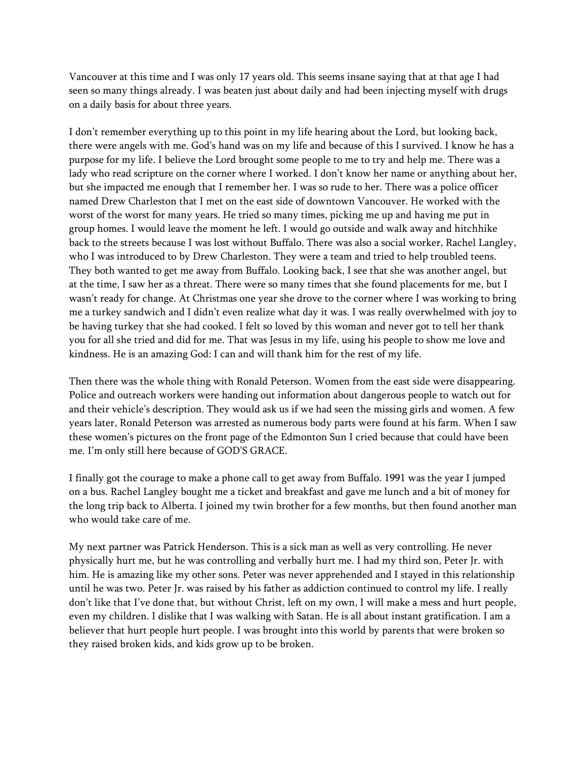Vancouver at this time and I was only 17 years old. This seems insane saying that at that age I had seen so many things already. I was beaten just about daily and had been injecting myself with drugs on a daily basis for about three years.

I don't remember everything up to this point in my life hearing about the Lord, but looking back, there were angels with me. God's hand was on my life and because of this I survived. I know he has a purpose for my life. I believe the Lord brought some people to me to try and help me. There was a lady who read scripture on the corner where I worked. I don't know her name or anything about her, but she impacted me enough that I remember her. I was so rude to her. There was a police officer named Drew Charleston that I met on the east side of downtown Vancouver. He worked with the worst of the worst for many years. He tried so many times, picking me up and having me put in group homes. I would leave the moment he left. I would go outside and walk away and hitchhike back to the streets because I was lost without Buffalo. There was also a social worker, Rachel Langley, who I was introduced to by Drew Charleston. They were a team and tried to help troubled teens. They both wanted to get me away from Buffalo. Looking back, I see that she was another angel, but at the time, I saw her as a threat. There were so many times that she found placements for me, but I wasn't ready for change. At Christmas one year she drove to the corner where I was working to bring me a turkey sandwich and I didn't even realize what day it was. I was really overwhelmed with joy to be having turkey that she had cooked. I felt so loved by this woman and never got to tell her thank you for all she tried and did for me. That was Jesus in my life, using his people to show me love and kindness. He is an amazing God: I can and will thank him for the rest of my life.

Then there was the whole thing with Ronald Peterson. Women from the east side were disappearing. Police and outreach workers were handing out information about dangerous people to watch out for and their vehicle's description. They would ask us if we had seen the missing girls and women. A few years later, Ronald Peterson was arrested as numerous body parts were found at his farm. When I saw these women's pictures on the front page of the Edmonton Sun I cried because that could have been me. I'm only still here because of GOD'S GRACE.

I finally got the courage to make a phone call to get away from Buffalo. 1991 was the year I jumped on a bus. Rachel Langley bought me a ticket and breakfast and gave me lunch and a bit of money for the long trip back to Alberta. I joined my twin brother for a few months, but then found another man who would take care of me.

My next partner was Patrick Henderson. This is a sick man as well as very controlling. He never physically hurt me, but he was controlling and verbally hurt me. I had my third son, Peter Jr. with him. He is amazing like my other sons. Peter was never apprehended and I stayed in this relationship until he was two. Peter Jr. was raised by his father as addiction continued to control my life. I really don't like that I've done that, but without Christ, left on my own, I will make a mess and hurt people, even my children. I dislike that I was walking with Satan. He is all about instant gratification. I am a believer that hurt people hurt people. I was brought into this world by parents that were broken so they raised broken kids, and kids grow up to be broken.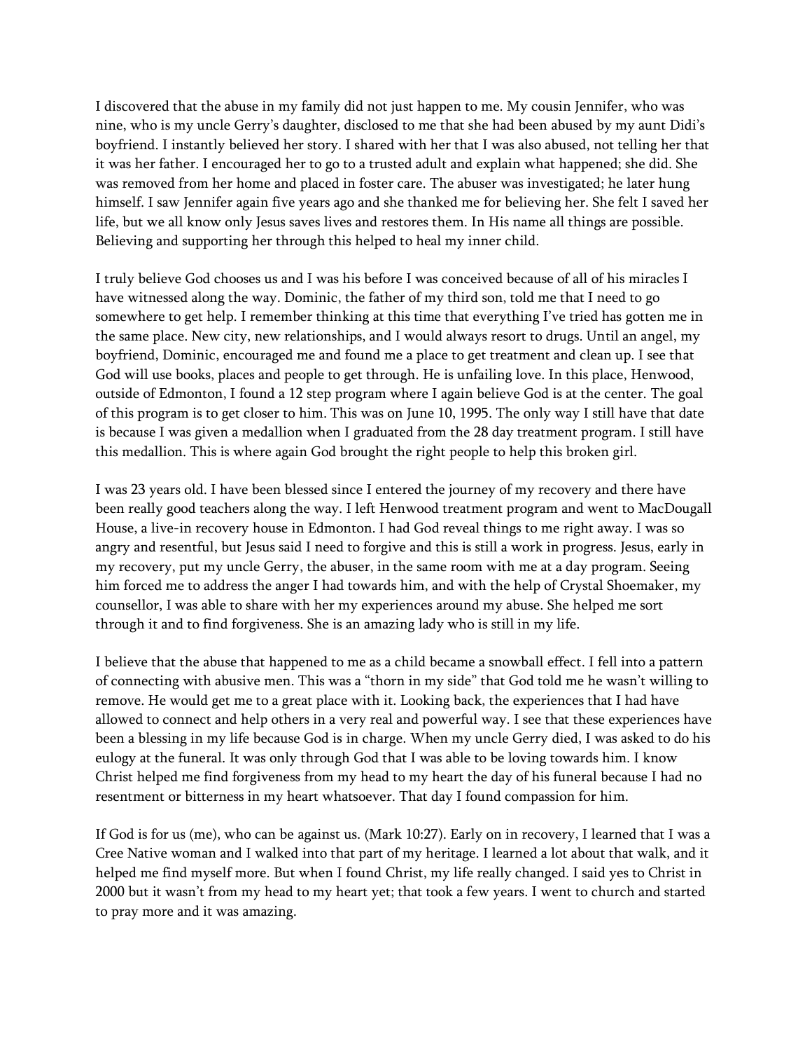I discovered that the abuse in my family did not just happen to me. My cousin Jennifer, who was nine, who is my uncle Gerry's daughter, disclosed to me that she had been abused by my aunt Didi's boyfriend. I instantly believed her story. I shared with her that I was also abused, not telling her that it was her father. I encouraged her to go to a trusted adult and explain what happened; she did. She was removed from her home and placed in foster care. The abuser was investigated; he later hung himself. I saw Jennifer again five years ago and she thanked me for believing her. She felt I saved her life, but we all know only Jesus saves lives and restores them. In His name all things are possible. Believing and supporting her through this helped to heal my inner child.

I truly believe God chooses us and I was his before I was conceived because of all of his miracles I have witnessed along the way. Dominic, the father of my third son, told me that I need to go somewhere to get help. I remember thinking at this time that everything I've tried has gotten me in the same place. New city, new relationships, and I would always resort to drugs. Until an angel, my boyfriend, Dominic, encouraged me and found me a place to get treatment and clean up. I see that God will use books, places and people to get through. He is unfailing love. In this place, Henwood, outside of Edmonton, I found a 12 step program where I again believe God is at the center. The goal of this program is to get closer to him. This was on June 10, 1995. The only way I still have that date is because I was given a medallion when I graduated from the 28 day treatment program. I still have this medallion. This is where again God brought the right people to help this broken girl.

I was 23 years old. I have been blessed since I entered the journey of my recovery and there have been really good teachers along the way. I left Henwood treatment program and went to MacDougall House, a live-in recovery house in Edmonton. I had God reveal things to me right away. I was so angry and resentful, but Jesus said I need to forgive and this is still a work in progress. Jesus, early in my recovery, put my uncle Gerry, the abuser, in the same room with me at a day program. Seeing him forced me to address the anger I had towards him, and with the help of Crystal Shoemaker, my counsellor, I was able to share with her my experiences around my abuse. She helped me sort through it and to find forgiveness. She is an amazing lady who is still in my life.

I believe that the abuse that happened to me as a child became a snowball effect. I fell into a pattern of connecting with abusive men. This was a "thorn in my side" that God told me he wasn't willing to remove. He would get me to a great place with it. Looking back, the experiences that I had have allowed to connect and help others in a very real and powerful way. I see that these experiences have been a blessing in my life because God is in charge. When my uncle Gerry died, I was asked to do his eulogy at the funeral. It was only through God that I was able to be loving towards him. I know Christ helped me find forgiveness from my head to my heart the day of his funeral because I had no resentment or bitterness in my heart whatsoever. That day I found compassion for him.

If God is for us (me), who can be against us. (Mark 10:27). Early on in recovery, I learned that I was a Cree Native woman and I walked into that part of my heritage. I learned a lot about that walk, and it helped me find myself more. But when I found Christ, my life really changed. I said yes to Christ in 2000 but it wasn't from my head to my heart yet; that took a few years. I went to church and started to pray more and it was amazing.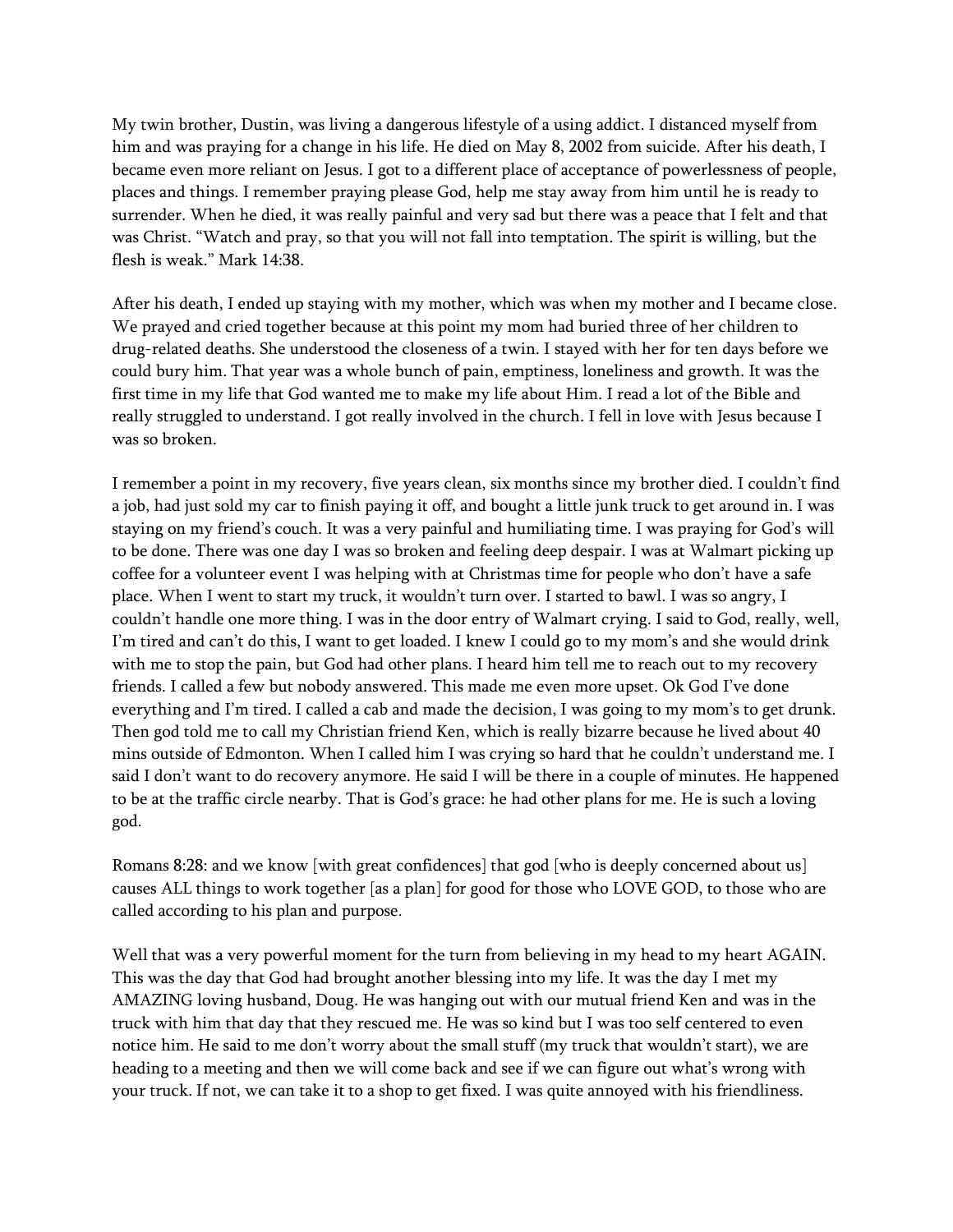My twin brother, Dustin, was living a dangerous lifestyle of a using addict. I distanced myself from him and was praying for a change in his life. He died on May 8, 2002 from suicide. After his death, I became even more reliant on Jesus. I got to a different place of acceptance of powerlessness of people, places and things. I remember praying please God, help me stay away from him until he is ready to surrender. When he died, it was really painful and very sad but there was a peace that I felt and that was Christ. "Watch and pray, so that you will not fall into temptation. The spirit is willing, but the flesh is weak." Mark 14:38.

After his death, I ended up staying with my mother, which was when my mother and I became close. We prayed and cried together because at this point my mom had buried three of her children to drug-related deaths. She understood the closeness of a twin. I stayed with her for ten days before we could bury him. That year was a whole bunch of pain, emptiness, loneliness and growth. It was the first time in my life that God wanted me to make my life about Him. I read a lot of the Bible and really struggled to understand. I got really involved in the church. I fell in love with Jesus because I was so broken.

I remember a point in my recovery, five years clean, six months since my brother died. I couldn't find a job, had just sold my car to finish paying it off, and bought a little junk truck to get around in. I was staying on my friend's couch. It was a very painful and humiliating time. I was praying for God's will to be done. There was one day I was so broken and feeling deep despair. I was at Walmart picking up coffee for a volunteer event I was helping with at Christmas time for people who don't have a safe place. When I went to start my truck, it wouldn't turn over. I started to bawl. I was so angry, I couldn't handle one more thing. I was in the door entry of Walmart crying. I said to God, really, well, I'm tired and can't do this, I want to get loaded. I knew I could go to my mom's and she would drink with me to stop the pain, but God had other plans. I heard him tell me to reach out to my recovery friends. I called a few but nobody answered. This made me even more upset. Ok God I've done everything and I'm tired. I called a cab and made the decision, I was going to my mom's to get drunk. Then god told me to call my Christian friend Ken, which is really bizarre because he lived about 40 mins outside of Edmonton. When I called him I was crying so hard that he couldn't understand me. I said I don't want to do recovery anymore. He said I will be there in a couple of minutes. He happened to be at the traffic circle nearby. That is God's grace: he had other plans for me. He is such a loving god.

Romans 8:28: and we know [with great confidences] that god [who is deeply concerned about us] causes ALL things to work together [as a plan] for good for those who LOVE GOD, to those who are called according to his plan and purpose.

Well that was a very powerful moment for the turn from believing in my head to my heart AGAIN. This was the day that God had brought another blessing into my life. It was the day I met my AMAZING loving husband, Doug. He was hanging out with our mutual friend Ken and was in the truck with him that day that they rescued me. He was so kind but I was too self centered to even notice him. He said to me don't worry about the small stuff (my truck that wouldn't start), we are heading to a meeting and then we will come back and see if we can figure out what's wrong with your truck. If not, we can take it to a shop to get fixed. I was quite annoyed with his friendliness.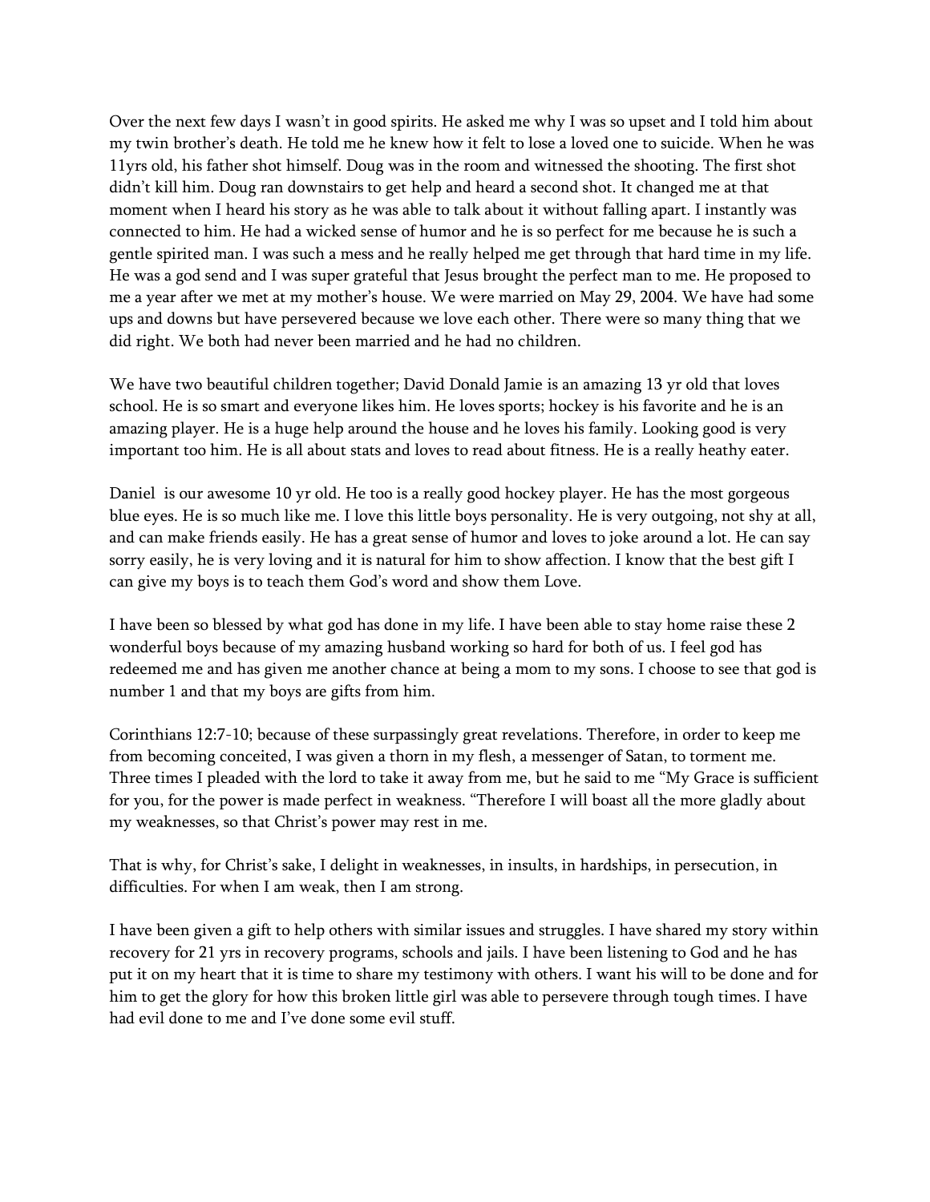Over the next few days I wasn't in good spirits. He asked me why I was so upset and I told him about my twin brother's death. He told me he knew how it felt to lose a loved one to suicide. When he was 11yrs old, his father shot himself. Doug was in the room and witnessed the shooting. The first shot didn't kill him. Doug ran downstairs to get help and heard a second shot. It changed me at that moment when I heard his story as he was able to talk about it without falling apart. I instantly was connected to him. He had a wicked sense of humor and he is so perfect for me because he is such a gentle spirited man. I was such a mess and he really helped me get through that hard time in my life. He was a god send and I was super grateful that Jesus brought the perfect man to me. He proposed to me a year after we met at my mother's house. We were married on May 29, 2004. We have had some ups and downs but have persevered because we love each other. There were so many thing that we did right. We both had never been married and he had no children.

We have two beautiful children together; David Donald Jamie is an amazing 13 yr old that loves school. He is so smart and everyone likes him. He loves sports; hockey is his favorite and he is an amazing player. He is a huge help around the house and he loves his family. Looking good is very important too him. He is all about stats and loves to read about fitness. He is a really heathy eater.

Daniel  is our awesome 10 yr old. He too is a really good hockey player. He has the most gorgeous blue eyes. He is so much like me. I love this little boys personality. He is very outgoing, not shy at all, and can make friends easily. He has a great sense of humor and loves to joke around a lot. He can say sorry easily, he is very loving and it is natural for him to show affection. I know that the best gift I can give my boys is to teach them God's word and show them Love.

I have been so blessed by what god has done in my life. I have been able to stay home raise these 2 wonderful boys because of my amazing husband working so hard for both of us. I feel god has redeemed me and has given me another chance at being a mom to my sons. I choose to see that god is number 1 and that my boys are gifts from him.

Corinthians 12:7-10; because of these surpassingly great revelations. Therefore, in order to keep me from becoming conceited, I was given a thorn in my flesh, a messenger of Satan, to torment me. Three times I pleaded with the lord to take it away from me, but he said to me "My Grace is sufficient for you, for the power is made perfect in weakness. "Therefore I will boast all the more gladly about my weaknesses, so that Christ's power may rest in me.

That is why, for Christ's sake, I delight in weaknesses, in insults, in hardships, in persecution, in difficulties. For when I am weak, then I am strong.

I have been given a gift to help others with similar issues and struggles. I have shared my story within recovery for 21 yrs in recovery programs, schools and jails. I have been listening to God and he has put it on my heart that it is time to share my testimony with others. I want his will to be done and for him to get the glory for how this broken little girl was able to persevere through tough times. I have had evil done to me and I've done some evil stuff.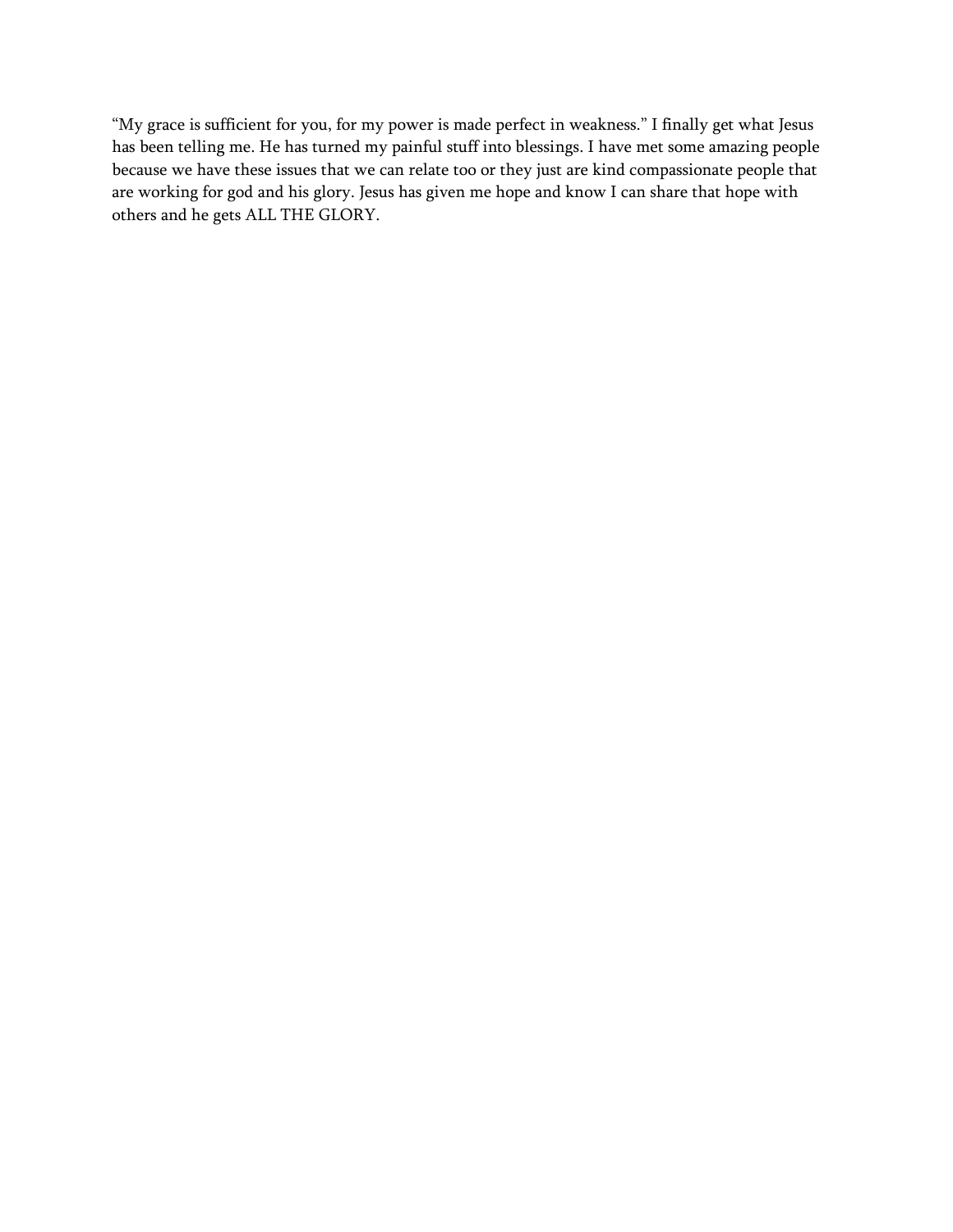"My grace is sufficient for you, for my power is made perfect in weakness." I finally get what Jesus has been telling me. He has turned my painful stuff into blessings. I have met some amazing people because we have these issues that we can relate too or they just are kind compassionate people that are working for god and his glory. Jesus has given me hope and know I can share that hope with others and he gets ALL THE GLORY.